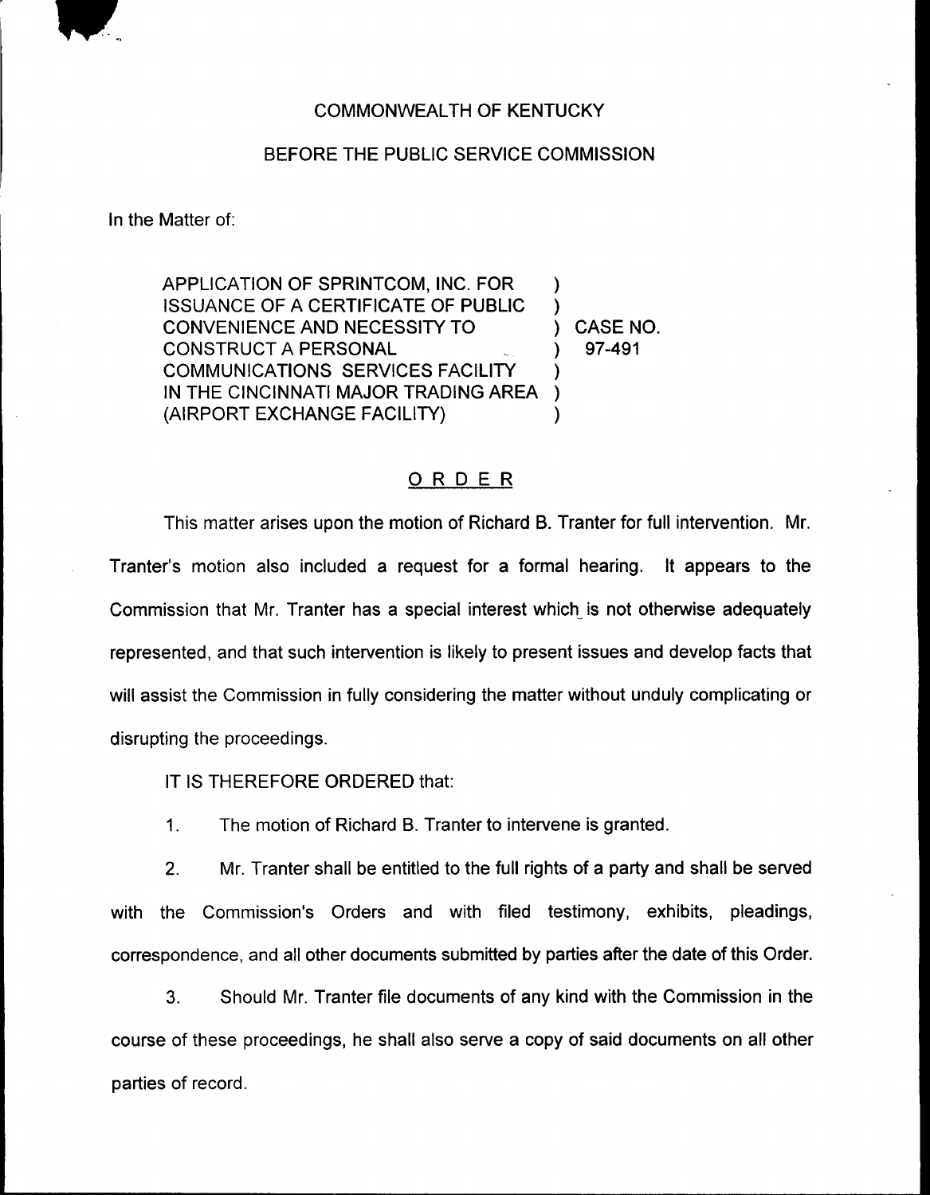COMMONWEALTH OF KENTUCKY

BEFORE THE PUBLIC SERVICE COMMISSION

In the Matter of:

| | | |
|---|---|---|
| APPLICATION OF SPRINTCOM, INC. FOR ISSUANCE OF A CERTIFICATE OF PUBLIC CONVENIENCE AND NECESSITY TO CONSTRUCT A PERSONAL COMMUNICATIONS SERVICES FACILITY IN THE CINCINNATI MAJOR TRADING AREA (AIRPORT EXCHANGE FACILITY) | ) | CASE NO. 97-491 |

## ORDER

This matter arises upon the motion of Richard B. Tranter for full intervention. Mr. Tranter's motion also included a request for a formal hearing. It appears to the Commission that Mr. Tranter has a special interest which is not otherwise adequately represented, and that such intervention is likely to present issues and develop facts that will assist the Commission in fully considering the matter without unduly complicating or disrupting the proceedings.

IT IS THEREFORE ORDERED that:

1. The motion of Richard B. Tranter to intervene is granted.

2. Mr. Tranter shall be entitled to the full rights of a party and shall be served with the Commission's Orders and with filed testimony, exhibits, pleadings, correspondence, and all other documents submitted by parties after the date of this Order.

3. Should Mr. Tranter file documents of any kind with the Commission in the course of these proceedings, he shall also serve a copy of said documents on all other parties of record.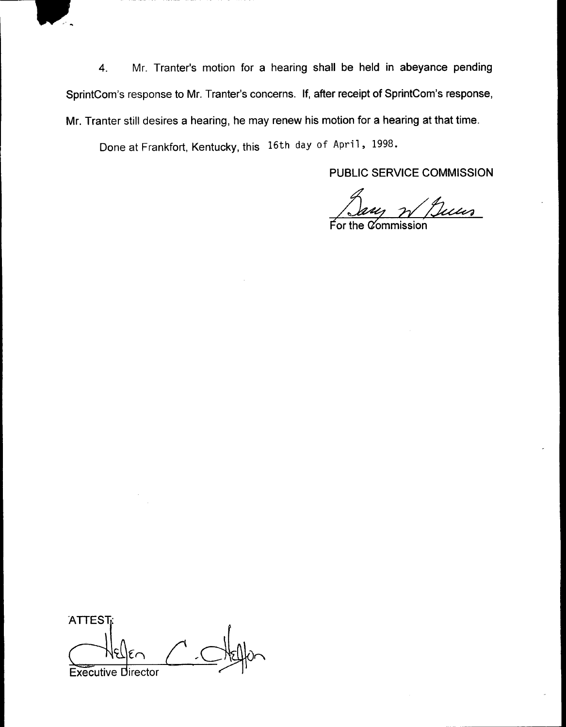4. Mr. Tranter's motion for a hearing shall be held in abeyance pending SprintCom's response to Mr. Tranter's concerns. If, after receipt of SprintCom's response, Mr. Tranter still desires a hearing, he may renew his motion for a hearing at that time.

Done at Frankfort, Kentucky, this 16th day of April, 1998.

PUBLIC SERVICE COMMISSION

For the Commission

ATTEST:

Executive Director